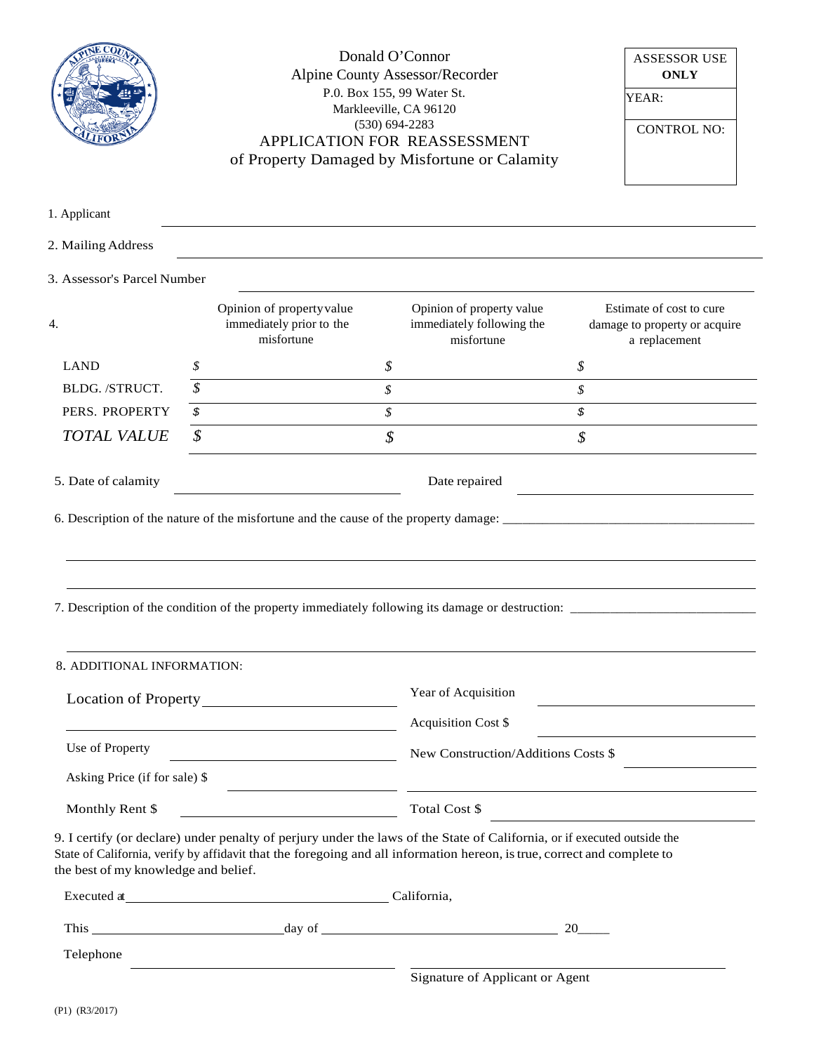Donald O'Connor
Alpine County Assessor/Recorder
P.0. Box 155, 99 Water St.
Markleeville, CA 96120
(530) 694-2283

# APPLICATION FOR REASSESSMENT
## of Property Damaged by Misfortune or Calamity

| ASSESSOR USE **ONLY** |
|---|
| YEAR: |
| CONTROL NO: |

1. Applicant ______________________________

2. Mailing Address ______________________________

3. Assessor's Parcel Number ______________________________

4.

| | Opinion of property value immediately prior to the misfortune | Opinion of property value immediately following the misfortune | Estimate of cost to cure damage to property or acquire a replacement |
|---|---|---|---|
| LAND | $ | $ | $ |
| BLDG. /STRUCT. | $ | $ | $ |
| PERS. PROPERTY | $ | $ | $ |
| *TOTAL VALUE* | $ | $ | $ |

5. Date of calamity ______________________ Date repaired ______________________

6. Description of the nature of the misfortune and the cause of the property damage: ______________________________

______________________________

______________________________

7. Description of the condition of the property immediately following its damage or destruction: ______________________________

______________________________

8. ADDITIONAL INFORMATION:

Location of Property ______________________ Year of Acquisition ______________________

______________________ Acquisition Cost $ ______________________

Use of Property ______________________ New Construction/Additions Costs $ ______________________

Asking Price (if for sale) $ ______________________ ______________________

Monthly Rent $ ______________________ Total Cost $ ______________________

9. I certify (or declare) under penalty of perjury under the laws of the State of California, or if executed outside the State of California, verify by affidavit that the foregoing and all information hereon, is true, correct and complete to the best of my knowledge and belief.

Executed at ______________________ California,

This ______________________ day of ______________________ 20_____

Telephone ______________________ ______________________

Signature of Applicant or Agent

(P1) (R3/2017)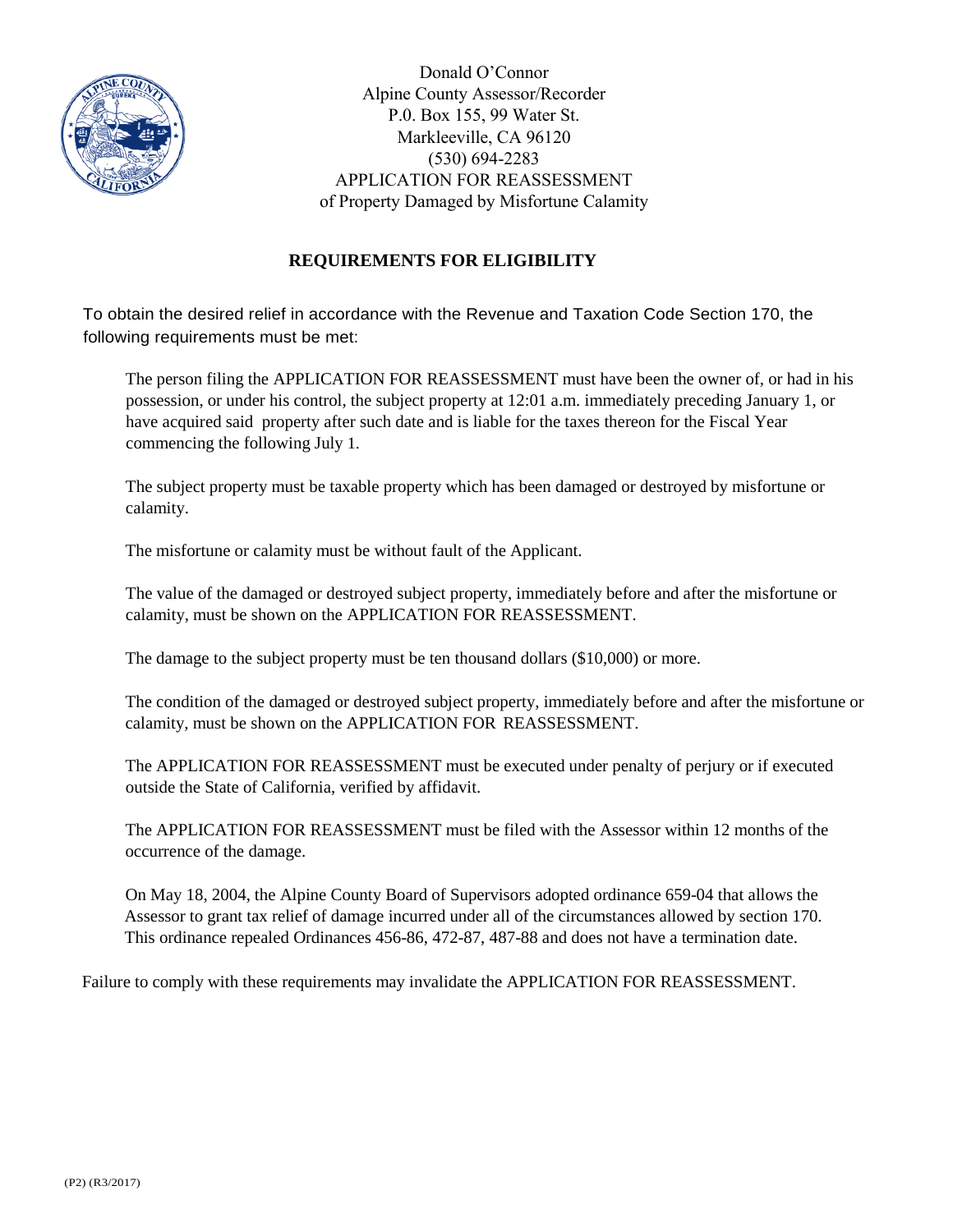Donald O'Connor
Alpine County Assessor/Recorder
P.0. Box 155, 99 Water St.
Markleeville, CA 96120
(530) 694-2283
APPLICATION FOR REASSESSMENT
of Property Damaged by Misfortune Calamity

## REQUIREMENTS FOR ELIGIBILITY

To obtain the desired relief in accordance with the Revenue and Taxation Code Section 170, the following requirements must be met:

The person filing the APPLICATION FOR REASSESSMENT must have been the owner of, or had in his possession, or under his control, the subject property at 12:01 a.m. immediately preceding January 1, or have acquired said property after such date and is liable for the taxes thereon for the Fiscal Year commencing the following July 1.

The subject property must be taxable property which has been damaged or destroyed by misfortune or calamity.

The misfortune or calamity must be without fault of the Applicant.

The value of the damaged or destroyed subject property, immediately before and after the misfortune or calamity, must be shown on the APPLICATION FOR REASSESSMENT.

The damage to the subject property must be ten thousand dollars ($10,000) or more.

The condition of the damaged or destroyed subject property, immediately before and after the misfortune or calamity, must be shown on the APPLICATION FOR REASSESSMENT.

The APPLICATION FOR REASSESSMENT must be executed under penalty of perjury or if executed outside the State of California, verified by affidavit.

The APPLICATION FOR REASSESSMENT must be filed with the Assessor within 12 months of the occurrence of the damage.

On May 18, 2004, the Alpine County Board of Supervisors adopted ordinance 659-04 that allows the Assessor to grant tax relief of damage incurred under all of the circumstances allowed by section 170. This ordinance repealed Ordinances 456-86, 472-87, 487-88 and does not have a termination date.

Failure to comply with these requirements may invalidate the APPLICATION FOR REASSESSMENT.

(P2) (R3/2017)